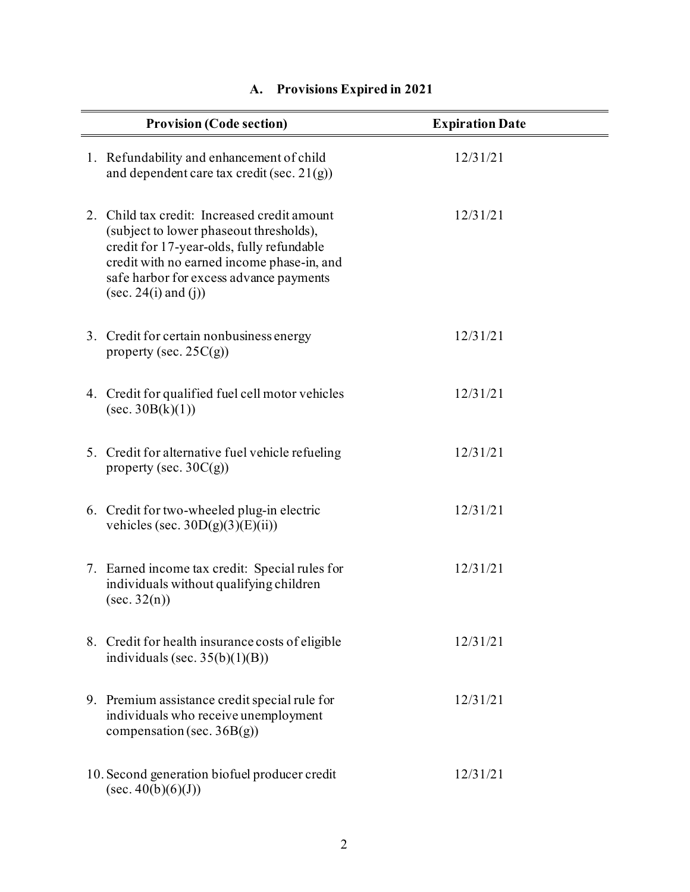## A. Provisions Expired in 2021

| Provision (Code section) | Expiration Date |
|---|---|
| 1. Refundability and enhancement of child and dependent care tax credit (sec. 21(g)) | 12/31/21 |
| 2. Child tax credit: Increased credit amount (subject to lower phaseout thresholds), credit for 17-year-olds, fully refundable credit with no earned income phase-in, and safe harbor for excess advance payments (sec. 24(i) and (j)) | 12/31/21 |
| 3. Credit for certain nonbusiness energy property (sec. 25C(g)) | 12/31/21 |
| 4. Credit for qualified fuel cell motor vehicles (sec. 30B(k)(1)) | 12/31/21 |
| 5. Credit for alternative fuel vehicle refueling property (sec. 30C(g)) | 12/31/21 |
| 6. Credit for two-wheeled plug-in electric vehicles (sec. 30D(g)(3)(E)(ii)) | 12/31/21 |
| 7. Earned income tax credit: Special rules for individuals without qualifying children (sec. 32(n)) | 12/31/21 |
| 8. Credit for health insurance costs of eligible individuals (sec. 35(b)(1)(B)) | 12/31/21 |
| 9. Premium assistance credit special rule for individuals who receive unemployment compensation (sec. 36B(g)) | 12/31/21 |
| 10. Second generation biofuel producer credit (sec. 40(b)(6)(J)) | 12/31/21 |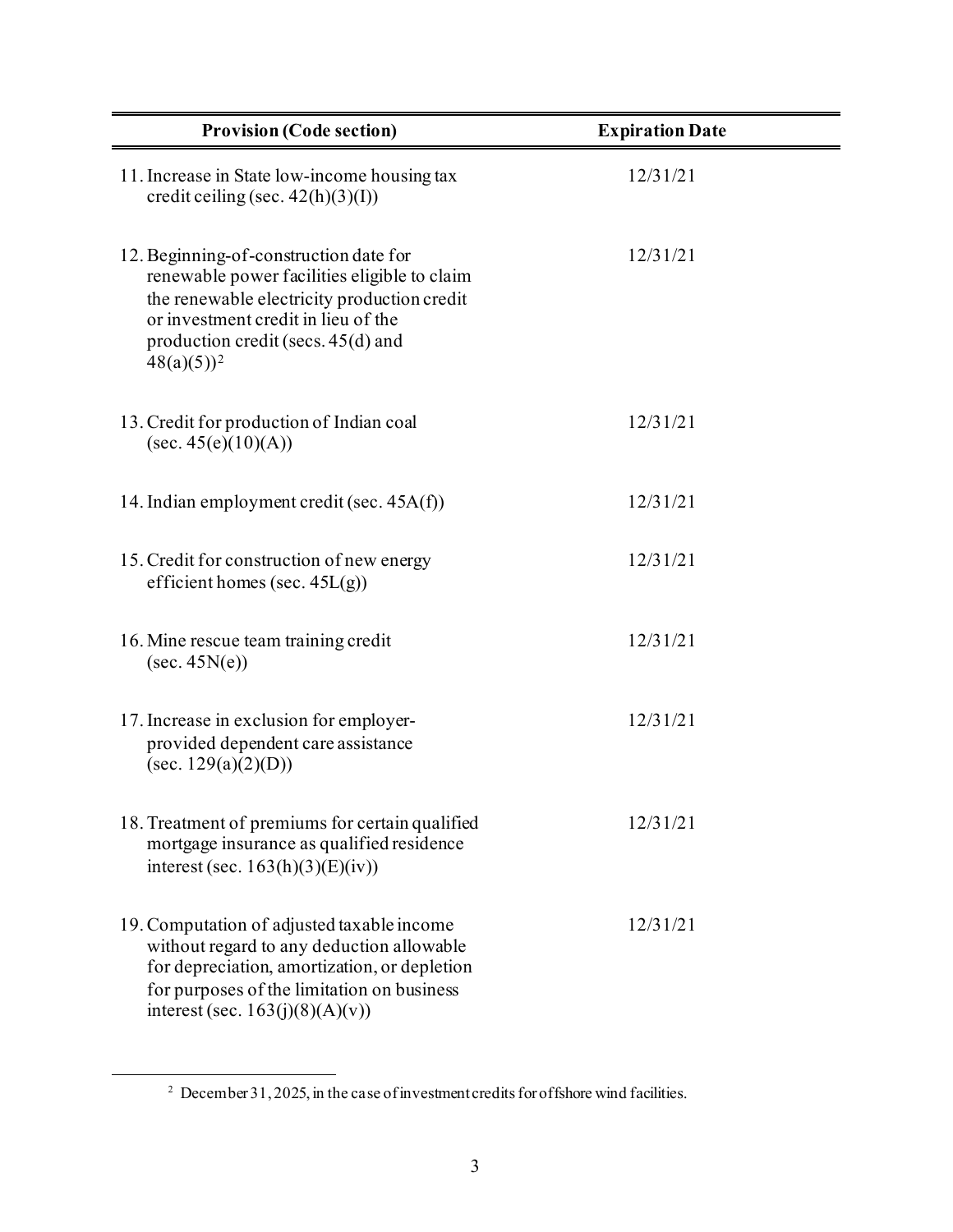| Provision (Code section) | Expiration Date |
| --- | --- |
| 11. Increase in State low-income housing tax credit ceiling (sec. 42(h)(3)(I)) | 12/31/21 |
| 12. Beginning-of-construction date for renewable power facilities eligible to claim the renewable electricity production credit or investment credit in lieu of the production credit (secs. 45(d) and 48(a)(5))[2] | 12/31/21 |
| 13. Credit for production of Indian coal (sec. 45(e)(10)(A)) | 12/31/21 |
| 14. Indian employment credit (sec. 45A(f)) | 12/31/21 |
| 15. Credit for construction of new energy efficient homes (sec. 45L(g)) | 12/31/21 |
| 16. Mine rescue team training credit (sec. 45N(e)) | 12/31/21 |
| 17. Increase in exclusion for employer-provided dependent care assistance (sec. 129(a)(2)(D)) | 12/31/21 |
| 18. Treatment of premiums for certain qualified mortgage insurance as qualified residence interest (sec. 163(h)(3)(E)(iv)) | 12/31/21 |
| 19. Computation of adjusted taxable income without regard to any deduction allowable for depreciation, amortization, or depletion for purposes of the limitation on business interest (sec. 163(j)(8)(A)(v)) | 12/31/21 |

[2] December 31, 2025, in the case of investment credits for offshore wind facilities.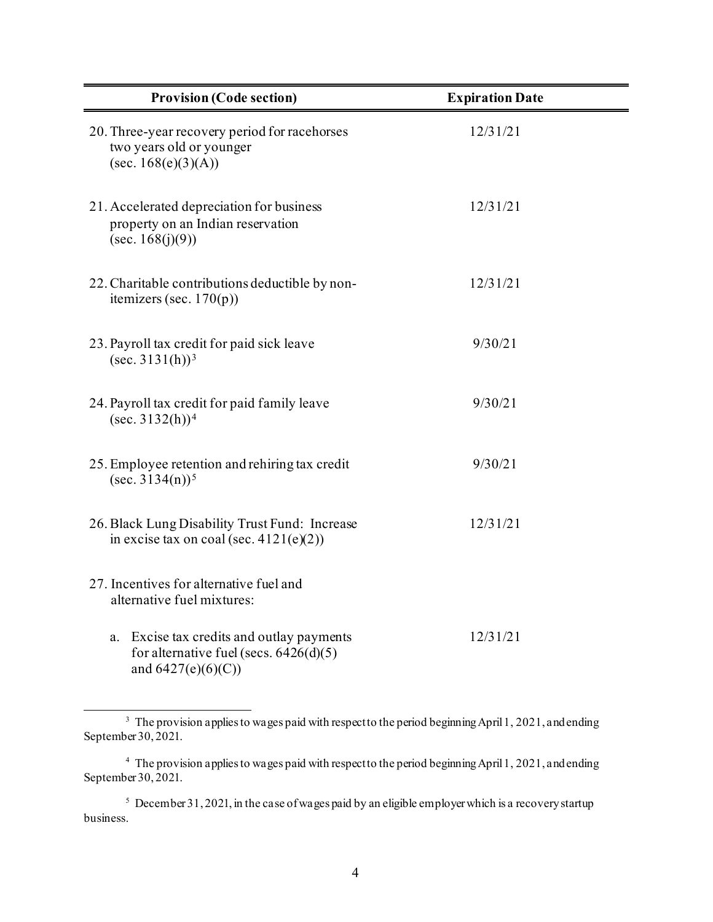| Provision (Code section) | Expiration Date |
|---|---|
| 20. Three-year recovery period for racehorses two years old or younger (sec. 168(e)(3)(A)) | 12/31/21 |
| 21. Accelerated depreciation for business property on an Indian reservation (sec. 168(j)(9)) | 12/31/21 |
| 22. Charitable contributions deductible by non-itemizers (sec. 170(p)) | 12/31/21 |
| 23. Payroll tax credit for paid sick leave (sec. 3131(h))[3] | 9/30/21 |
| 24. Payroll tax credit for paid family leave (sec. 3132(h))[4] | 9/30/21 |
| 25. Employee retention and rehiring tax credit (sec. 3134(n))[5] | 9/30/21 |
| 26. Black Lung Disability Trust Fund: Increase in excise tax on coal (sec. 4121(e)(2)) | 12/31/21 |
| 27. Incentives for alternative fuel and alternative fuel mixtures: | |
| a. Excise tax credits and outlay payments for alternative fuel (secs. 6426(d)(5) and 6427(e)(6)(C)) | 12/31/21 |

[3] The provision applies to wages paid with respect to the period beginning April 1, 2021, and ending September 30, 2021.

[4] The provision applies to wages paid with respect to the period beginning April 1, 2021, and ending September 30, 2021.

[5] December 31, 2021, in the case of wages paid by an eligible employer which is a recovery startup business.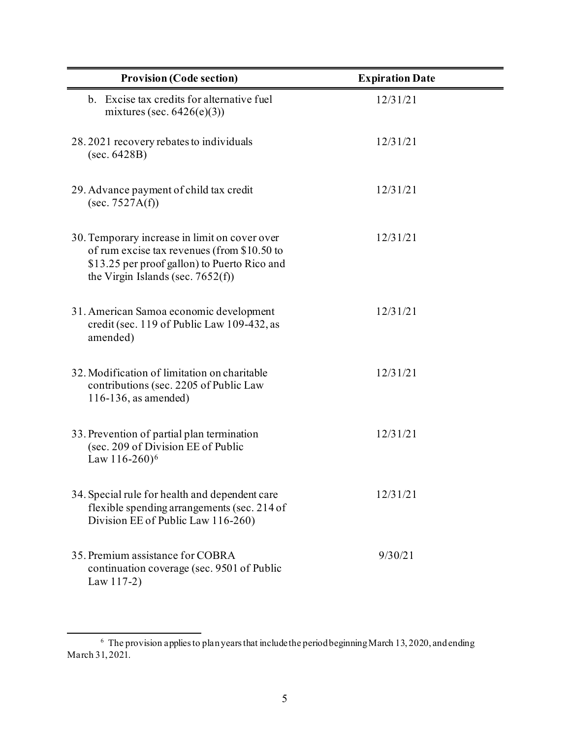| Provision (Code section) | Expiration Date |
| --- | --- |
| b. Excise tax credits for alternative fuel mixtures (sec. 6426(e)(3)) | 12/31/21 |
| 28. 2021 recovery rebates to individuals (sec. 6428B) | 12/31/21 |
| 29. Advance payment of child tax credit (sec. 7527A(f)) | 12/31/21 |
| 30. Temporary increase in limit on cover over of rum excise tax revenues (from $10.50 to $13.25 per proof gallon) to Puerto Rico and the Virgin Islands (sec. 7652(f)) | 12/31/21 |
| 31. American Samoa economic development credit (sec. 119 of Public Law 109-432, as amended) | 12/31/21 |
| 32. Modification of limitation on charitable contributions (sec. 2205 of Public Law 116-136, as amended) | 12/31/21 |
| 33. Prevention of partial plan termination (sec. 209 of Division EE of Public Law 116-260)[6] | 12/31/21 |
| 34. Special rule for health and dependent care flexible spending arrangements (sec. 214 of Division EE of Public Law 116-260) | 12/31/21 |
| 35. Premium assistance for COBRA continuation coverage (sec. 9501 of Public Law 117-2) | 9/30/21 |

[6] The provision applies to plan years that include the period beginning March 13, 2020, and ending March 31, 2021.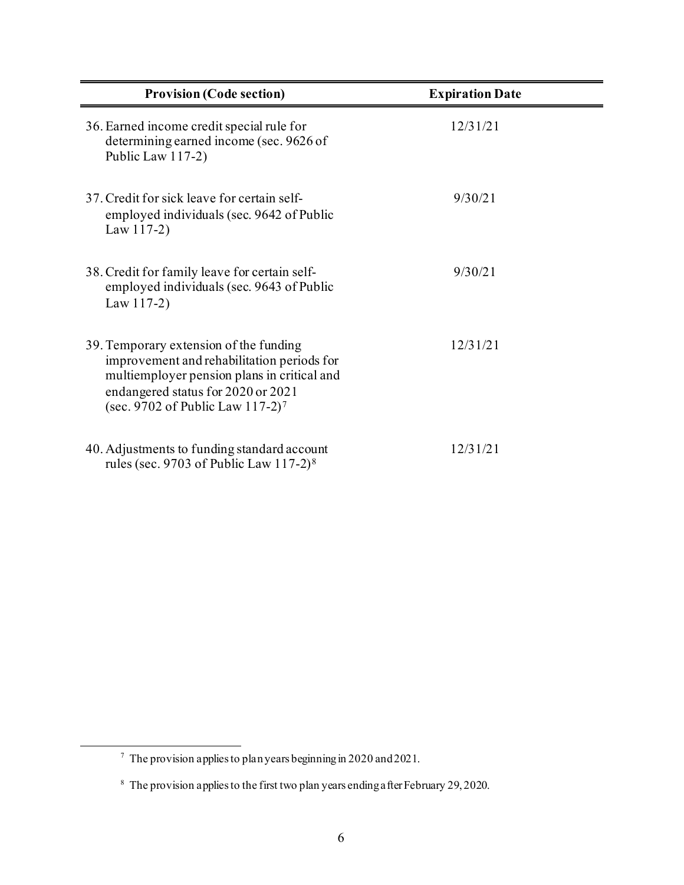| Provision (Code section) | Expiration Date |
| --- | --- |
| 36. Earned income credit special rule for determining earned income (sec. 9626 of Public Law 117-2) | 12/31/21 |
| 37. Credit for sick leave for certain self-employed individuals (sec. 9642 of Public Law 117-2) | 9/30/21 |
| 38. Credit for family leave for certain self-employed individuals (sec. 9643 of Public Law 117-2) | 9/30/21 |
| 39. Temporary extension of the funding improvement and rehabilitation periods for multiemployer pension plans in critical and endangered status for 2020 or 2021 (sec. 9702 of Public Law 117-2)[7] | 12/31/21 |
| 40. Adjustments to funding standard account rules (sec. 9703 of Public Law 117-2)[8] | 12/31/21 |

[7] The provision applies to plan years beginning in 2020 and 2021.

[8] The provision applies to the first two plan years ending after February 29, 2020.